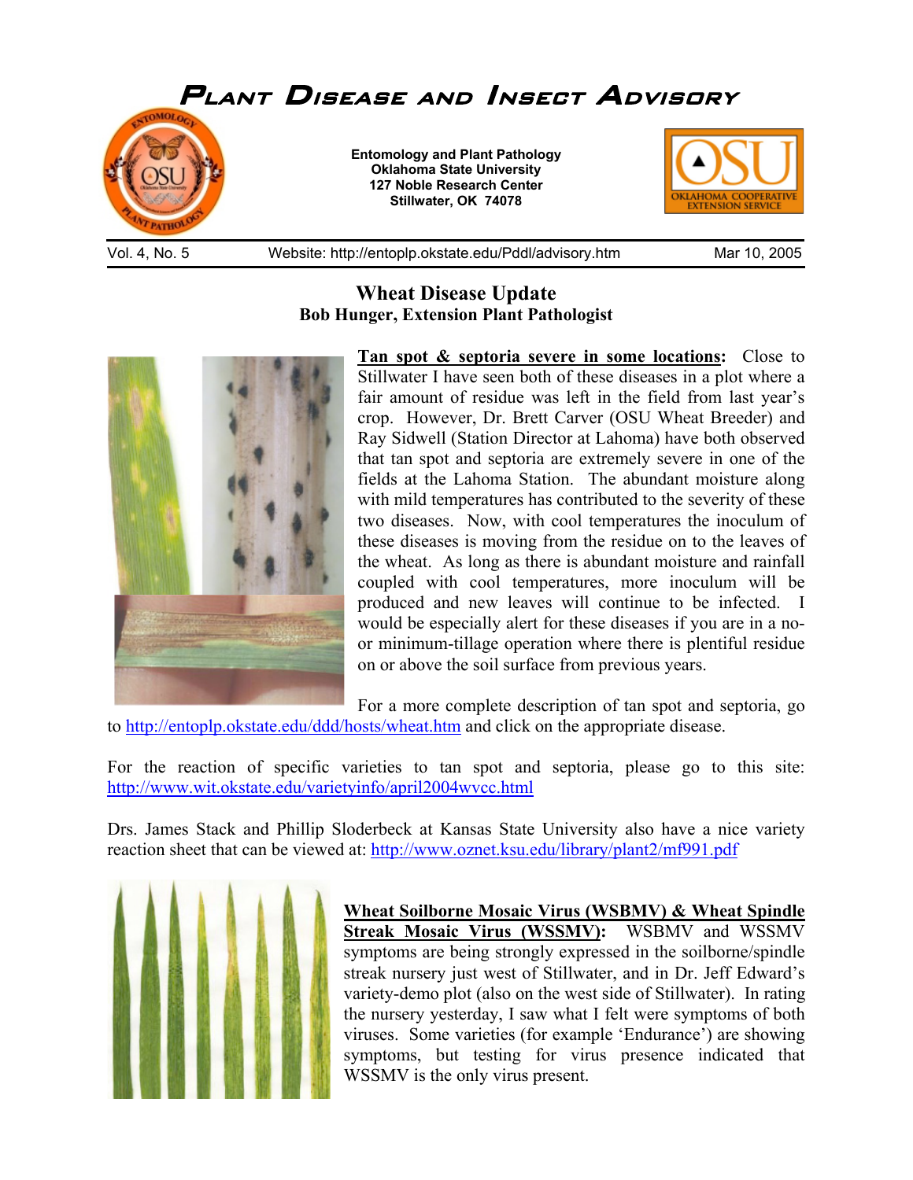# Plant Disease and Insect Advisory

**Entomology and Plant Pathology**
**Oklahoma State University**
**127 Noble Research Center**
**Stillwater, OK 74078**

Vol. 4, No. 5 | Website: http://entoplp.okstate.edu/Pddl/advisory.htm | Mar 10, 2005

## Wheat Disease Update

**Bob Hunger, Extension Plant Pathologist**

**Tan spot & septoria severe in some locations:** Close to Stillwater I have seen both of these diseases in a plot where a fair amount of residue was left in the field from last year's crop. However, Dr. Brett Carver (OSU Wheat Breeder) and Ray Sidwell (Station Director at Lahoma) have both observed that tan spot and septoria are extremely severe in one of the fields at the Lahoma Station. The abundant moisture along with mild temperatures has contributed to the severity of these two diseases. Now, with cool temperatures the inoculum of these diseases is moving from the residue on to the leaves of the wheat. As long as there is abundant moisture and rainfall coupled with cool temperatures, more inoculum will be produced and new leaves will continue to be infected. I would be especially alert for these diseases if you are in a no- or minimum-tillage operation where there is plentiful residue on or above the soil surface from previous years.

For a more complete description of tan spot and septoria, go to http://entoplp.okstate.edu/ddd/hosts/wheat.htm and click on the appropriate disease.

For the reaction of specific varieties to tan spot and septoria, please go to this site: http://www.wit.okstate.edu/varietyinfo/april2004wvcc.html

Drs. James Stack and Phillip Sloderbeck at Kansas State University also have a nice variety reaction sheet that can be viewed at: http://www.oznet.ksu.edu/library/plant2/mf991.pdf

**Wheat Soilborne Mosaic Virus (WSBMV) & Wheat Spindle Streak Mosaic Virus (WSSMV):** WSBMV and WSSMV symptoms are being strongly expressed in the soilborne/spindle streak nursery just west of Stillwater, and in Dr. Jeff Edward's variety-demo plot (also on the west side of Stillwater). In rating the nursery yesterday, I saw what I felt were symptoms of both viruses. Some varieties (for example 'Endurance') are showing symptoms, but testing for virus presence indicated that WSSMV is the only virus present.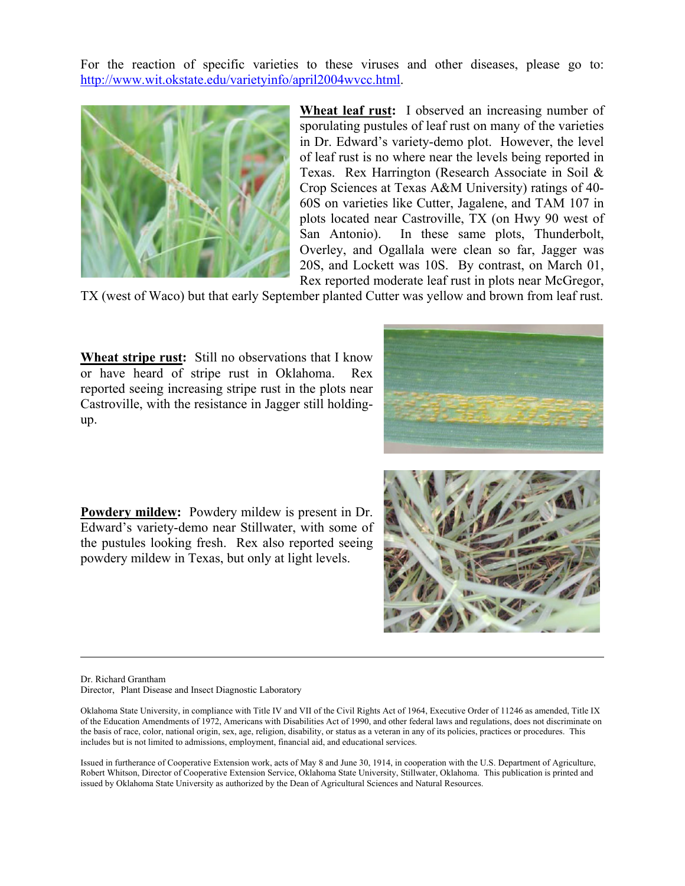For the reaction of specific varieties to these viruses and other diseases, please go to: http://www.wit.okstate.edu/varietyinfo/april2004wvcc.html.

**Wheat leaf rust:** I observed an increasing number of sporulating pustules of leaf rust on many of the varieties in Dr. Edward's variety-demo plot. However, the level of leaf rust is no where near the levels being reported in Texas. Rex Harrington (Research Associate in Soil & Crop Sciences at Texas A&M University) ratings of 40-60S on varieties like Cutter, Jagalene, and TAM 107 in plots located near Castroville, TX (on Hwy 90 west of San Antonio). In these same plots, Thunderbolt, Overley, and Ogallala were clean so far, Jagger was 20S, and Lockett was 10S. By contrast, on March 01, Rex reported moderate leaf rust in plots near McGregor, TX (west of Waco) but that early September planted Cutter was yellow and brown from leaf rust.

**Wheat stripe rust:** Still no observations that I know or have heard of stripe rust in Oklahoma. Rex reported seeing increasing stripe rust in the plots near Castroville, with the resistance in Jagger still holding-up.

**Powdery mildew:** Powdery mildew is present in Dr. Edward's variety-demo near Stillwater, with some of the pustules looking fresh. Rex also reported seeing powdery mildew in Texas, but only at light levels.

---

Dr. Richard Grantham  
Director, Plant Disease and Insect Diagnostic Laboratory

Oklahoma State University, in compliance with Title IV and VII of the Civil Rights Act of 1964, Executive Order of 11246 as amended, Title IX of the Education Amendments of 1972, Americans with Disabilities Act of 1990, and other federal laws and regulations, does not discriminate on the basis of race, color, national origin, sex, age, religion, disability, or status as a veteran in any of its policies, practices or procedures. This includes but is not limited to admissions, employment, financial aid, and educational services.

Issued in furtherance of Cooperative Extension work, acts of May 8 and June 30, 1914, in cooperation with the U.S. Department of Agriculture, Robert Whitson, Director of Cooperative Extension Service, Oklahoma State University, Stillwater, Oklahoma. This publication is printed and issued by Oklahoma State University as authorized by the Dean of Agricultural Sciences and Natural Resources.